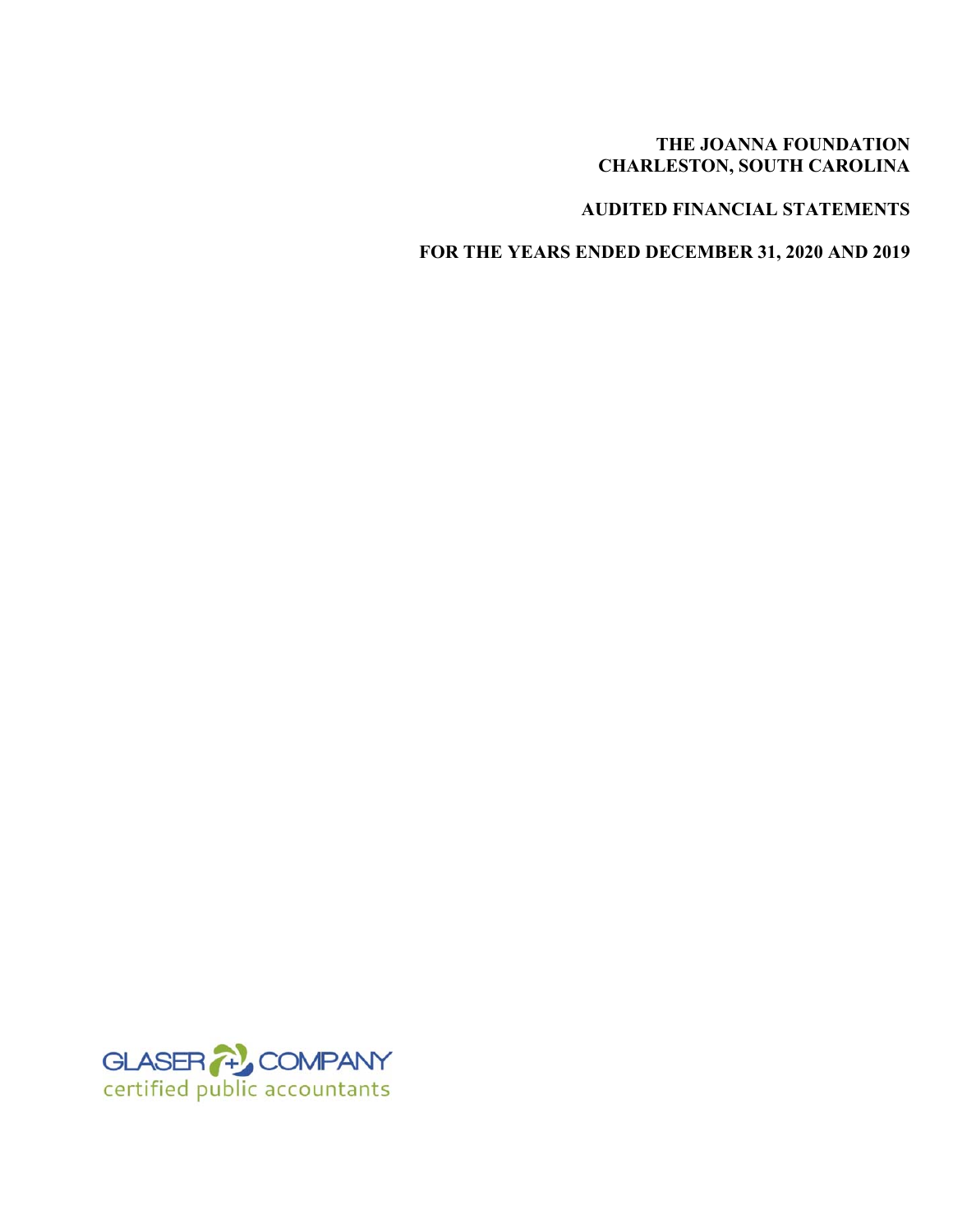# THE JOANNA FOUNDATION
# CHARLESTON, SOUTH CAROLINA

## AUDITED FINANCIAL STATEMENTS

## FOR THE YEARS ENDED DECEMBER 31, 2020 AND 2019

GLASER COMPANY
certified public accountants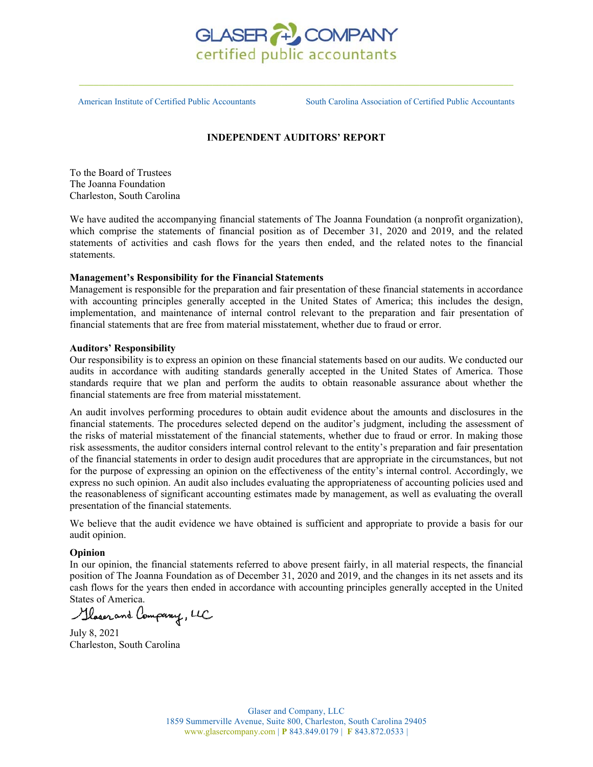GLASER + COMPANY
certified public accountants

American Institute of Certified Public Accountants South Carolina Association of Certified Public Accountants

## INDEPENDENT AUDITORS' REPORT

To the Board of Trustees
The Joanna Foundation
Charleston, South Carolina

We have audited the accompanying financial statements of The Joanna Foundation (a nonprofit organization), which comprise the statements of financial position as of December 31, 2020 and 2019, and the related statements of activities and cash flows for the years then ended, and the related notes to the financial statements.

**Management's Responsibility for the Financial Statements**
Management is responsible for the preparation and fair presentation of these financial statements in accordance with accounting principles generally accepted in the United States of America; this includes the design, implementation, and maintenance of internal control relevant to the preparation and fair presentation of financial statements that are free from material misstatement, whether due to fraud or error.

**Auditors' Responsibility**
Our responsibility is to express an opinion on these financial statements based on our audits. We conducted our audits in accordance with auditing standards generally accepted in the United States of America. Those standards require that we plan and perform the audits to obtain reasonable assurance about whether the financial statements are free from material misstatement.

An audit involves performing procedures to obtain audit evidence about the amounts and disclosures in the financial statements. The procedures selected depend on the auditor's judgment, including the assessment of the risks of material misstatement of the financial statements, whether due to fraud or error. In making those risk assessments, the auditor considers internal control relevant to the entity's preparation and fair presentation of the financial statements in order to design audit procedures that are appropriate in the circumstances, but not for the purpose of expressing an opinion on the effectiveness of the entity's internal control. Accordingly, we express no such opinion. An audit also includes evaluating the appropriateness of accounting policies used and the reasonableness of significant accounting estimates made by management, as well as evaluating the overall presentation of the financial statements.

We believe that the audit evidence we have obtained is sufficient and appropriate to provide a basis for our audit opinion.

**Opinion**
In our opinion, the financial statements referred to above present fairly, in all material respects, the financial position of The Joanna Foundation as of December 31, 2020 and 2019, and the changes in its net assets and its cash flows for the years then ended in accordance with accounting principles generally accepted in the United States of America.

Glaser and Company, LLC

July 8, 2021
Charleston, South Carolina

Glaser and Company, LLC
1859 Summerville Avenue, Suite 800, Charleston, South Carolina 29405
www.glasercompany.com | P 843.849.0179 | F 843.872.0533 |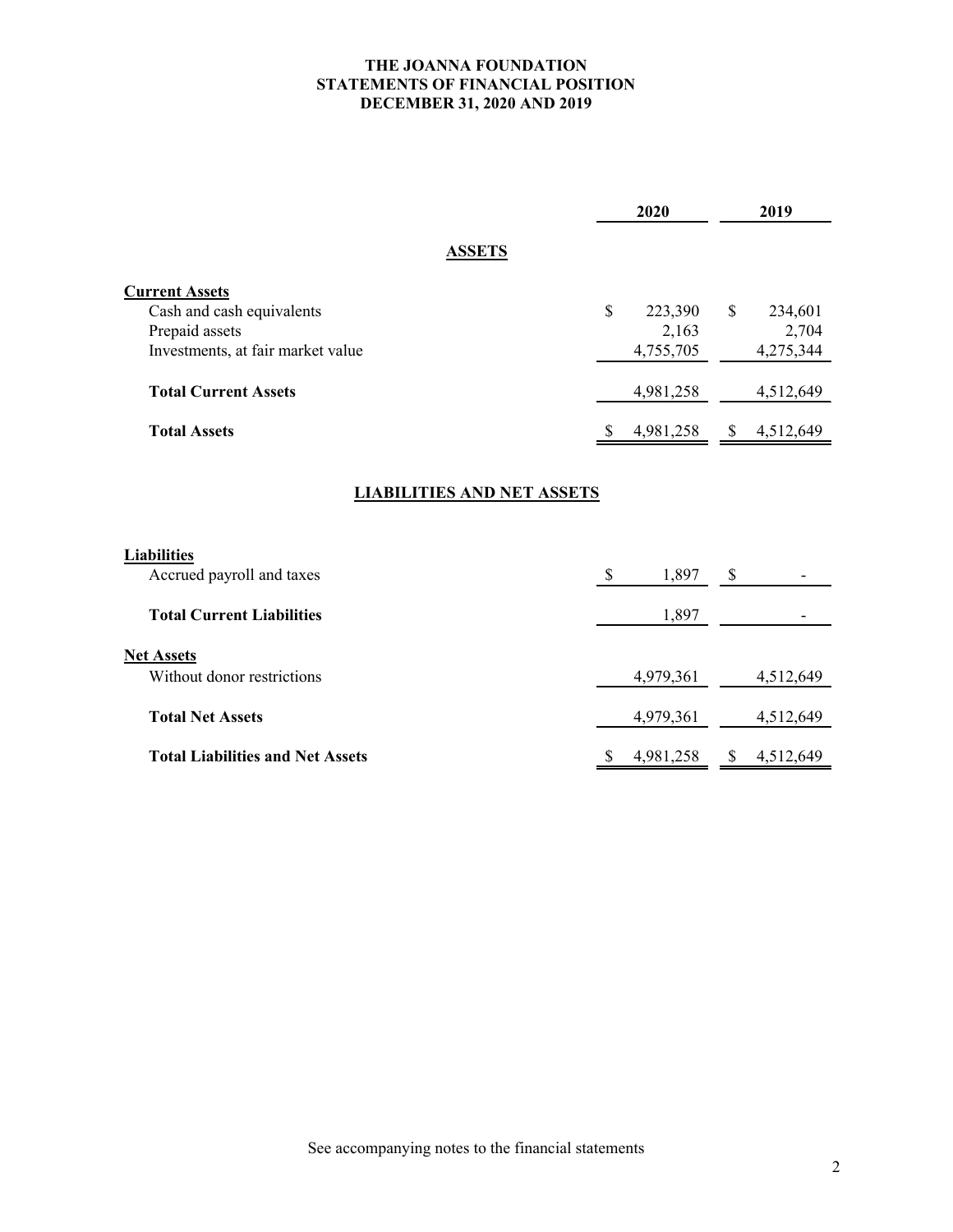# THE JOANNA FOUNDATION
## STATEMENTS OF FINANCIAL POSITION
### DECEMBER 31, 2020 AND 2019

| | 2020 | 2019 |
|---|---|---|
| **ASSETS** | | |
| **Current Assets** | | |
| Cash and cash equivalents | $ 223,390 | $ 234,601 |
| Prepaid assets | 2,163 | 2,704 |
| Investments, at fair market value | 4,755,705 | 4,275,344 |
| **Total Current Assets** | 4,981,258 | 4,512,649 |
| **Total Assets** | $ 4,981,258 | $ 4,512,649 |
| **LIABILITIES AND NET ASSETS** | | |
| **Liabilities** | | |
| Accrued payroll and taxes | $ 1,897 | $ - |
| **Total Current Liabilities** | 1,897 | - |
| **Net Assets** | | |
| Without donor restrictions | 4,979,361 | 4,512,649 |
| **Total Net Assets** | 4,979,361 | 4,512,649 |
| **Total Liabilities and Net Assets** | $ 4,981,258 | $ 4,512,649 |

See accompanying notes to the financial statements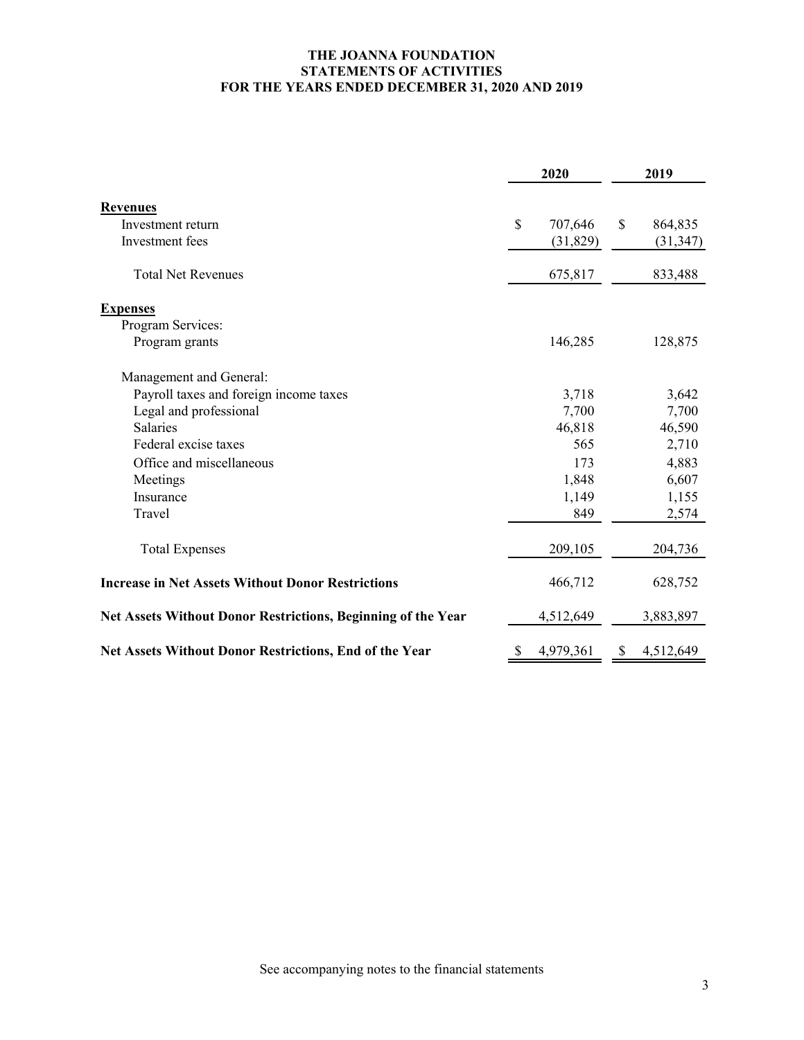# THE JOANNA FOUNDATION
## STATEMENTS OF ACTIVITIES
### FOR THE YEARS ENDED DECEMBER 31, 2020 AND 2019

| | 2020 | 2019 |
|---|---|---|
| **Revenues** | | |
| Investment return | $ 707,646 | $ 864,835 |
| Investment fees | (31,829) | (31,347) |
| Total Net Revenues | 675,817 | 833,488 |
| **Expenses** | | |
| Program Services: | | |
| Program grants | 146,285 | 128,875 |
| Management and General: | | |
| Payroll taxes and foreign income taxes | 3,718 | 3,642 |
| Legal and professional | 7,700 | 7,700 |
| Salaries | 46,818 | 46,590 |
| Federal excise taxes | 565 | 2,710 |
| Office and miscellaneous | 173 | 4,883 |
| Meetings | 1,848 | 6,607 |
| Insurance | 1,149 | 1,155 |
| Travel | 849 | 2,574 |
| Total Expenses | 209,105 | 204,736 |
| **Increase in Net Assets Without Donor Restrictions** | 466,712 | 628,752 |
| **Net Assets Without Donor Restrictions, Beginning of the Year** | 4,512,649 | 3,883,897 |
| **Net Assets Without Donor Restrictions, End of the Year** | $ 4,979,361 | $ 4,512,649 |

See accompanying notes to the financial statements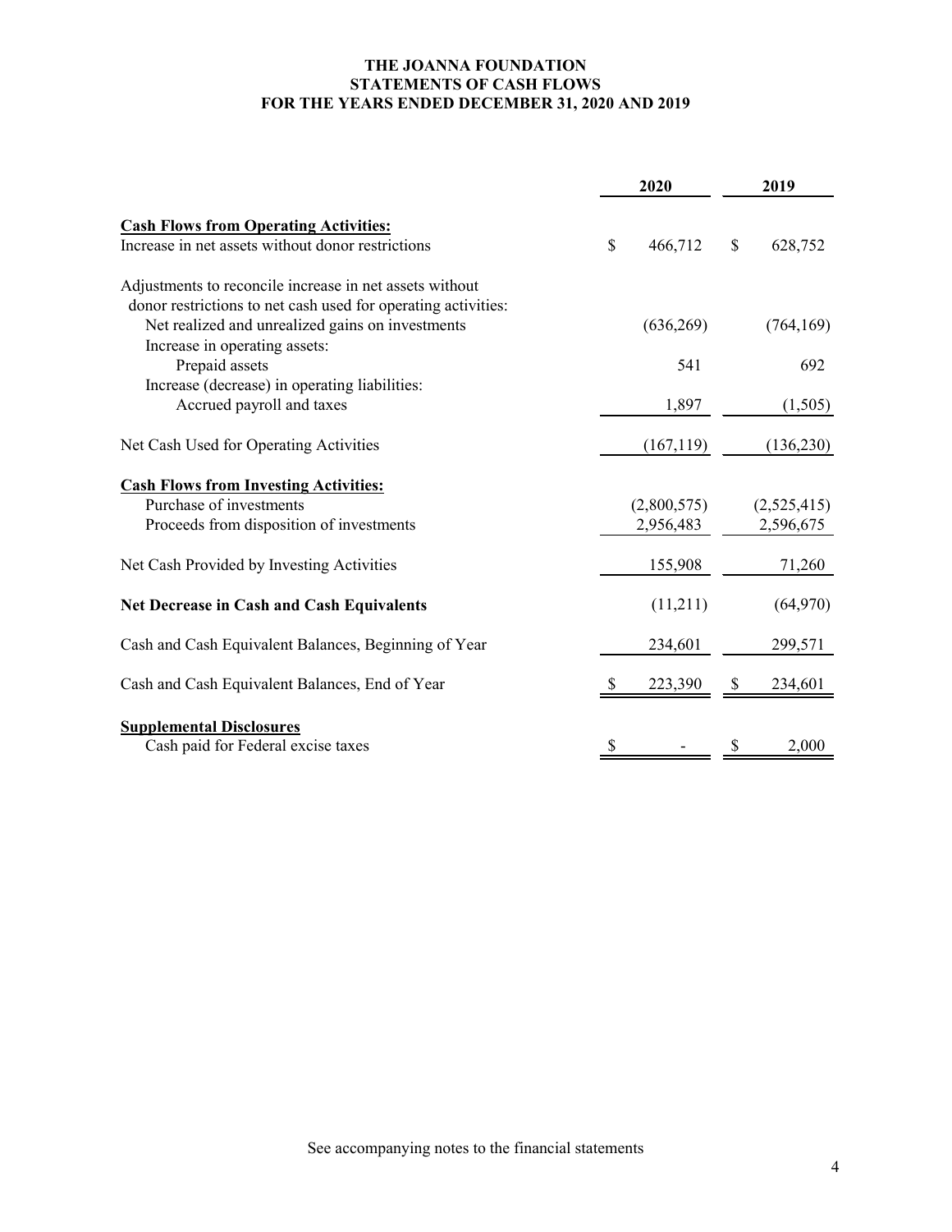# THE JOANNA FOUNDATION
## STATEMENTS OF CASH FLOWS
## FOR THE YEARS ENDED DECEMBER 31, 2020 AND 2019

| | 2020 | 2019 |
|---|---|---|
| **Cash Flows from Operating Activities:** | | |
| Increase in net assets without donor restrictions | $ 466,712 | $ 628,752 |
| Adjustments to reconcile increase in net assets without donor restrictions to net cash used for operating activities: | | |
| Net realized and unrealized gains on investments | (636,269) | (764,169) |
| Increase in operating assets: | | |
| Prepaid assets | 541 | 692 |
| Increase (decrease) in operating liabilities: | | |
| Accrued payroll and taxes | 1,897 | (1,505) |
| Net Cash Used for Operating Activities | (167,119) | (136,230) |
| **Cash Flows from Investing Activities:** | | |
| Purchase of investments | (2,800,575) | (2,525,415) |
| Proceeds from disposition of investments | 2,956,483 | 2,596,675 |
| Net Cash Provided by Investing Activities | 155,908 | 71,260 |
| **Net Decrease in Cash and Cash Equivalents** | (11,211) | (64,970) |
| Cash and Cash Equivalent Balances, Beginning of Year | 234,601 | 299,571 |
| Cash and Cash Equivalent Balances, End of Year | $ 223,390 | $ 234,601 |
| **Supplemental Disclosures** | | |
| Cash paid for Federal excise taxes | $ - | $ 2,000 |

See accompanying notes to the financial statements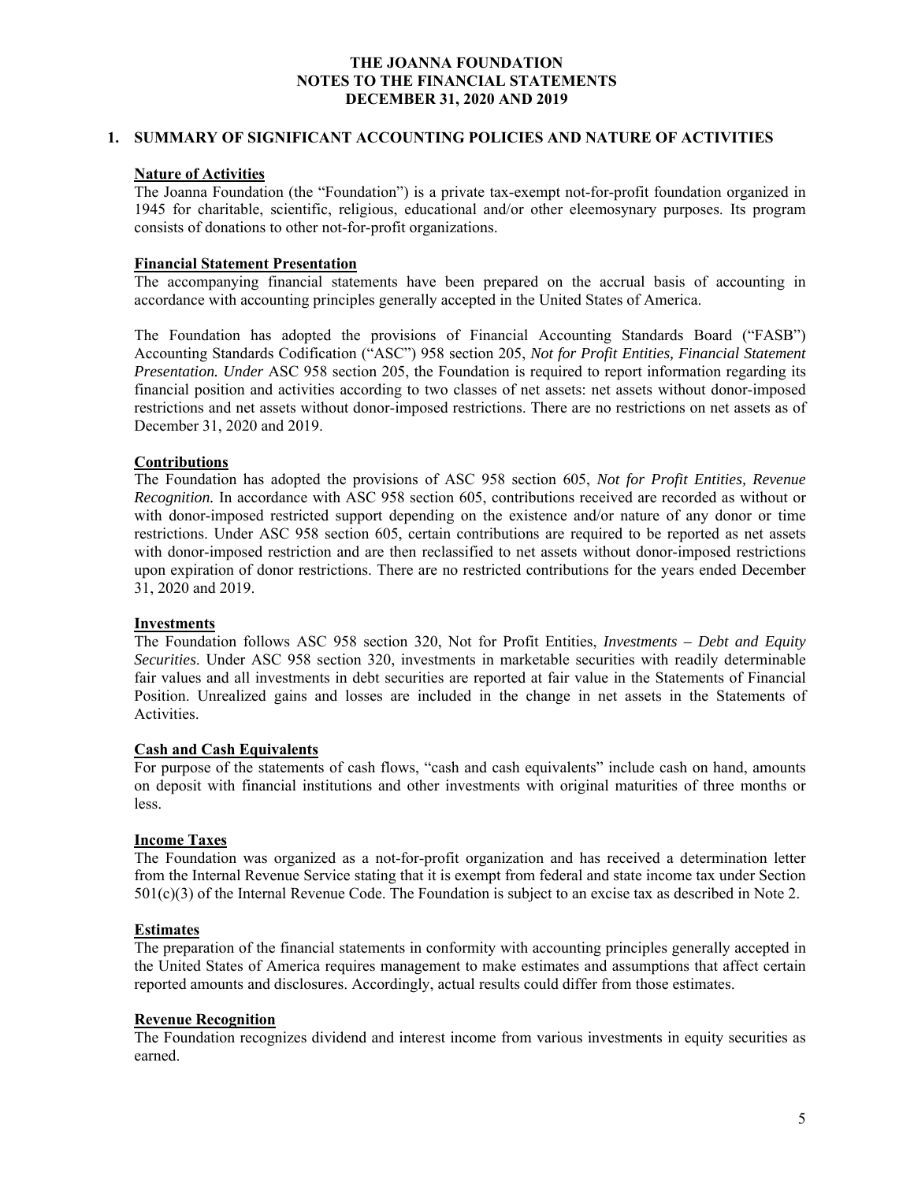# THE JOANNA FOUNDATION
## NOTES TO THE FINANCIAL STATEMENTS
## DECEMBER 31, 2020 AND 2019

## 1. SUMMARY OF SIGNIFICANT ACCOUNTING POLICIES AND NATURE OF ACTIVITIES

**Nature of Activities**

The Joanna Foundation (the "Foundation") is a private tax-exempt not-for-profit foundation organized in 1945 for charitable, scientific, religious, educational and/or other eleemosynary purposes. Its program consists of donations to other not-for-profit organizations.

**Financial Statement Presentation**

The accompanying financial statements have been prepared on the accrual basis of accounting in accordance with accounting principles generally accepted in the United States of America.

The Foundation has adopted the provisions of Financial Accounting Standards Board ("FASB") Accounting Standards Codification ("ASC") 958 section 205, *Not for Profit Entities, Financial Statement Presentation. Under* ASC 958 section 205, the Foundation is required to report information regarding its financial position and activities according to two classes of net assets: net assets without donor-imposed restrictions and net assets without donor-imposed restrictions. There are no restrictions on net assets as of December 31, 2020 and 2019.

**Contributions**

The Foundation has adopted the provisions of ASC 958 section 605, *Not for Profit Entities, Revenue Recognition.* In accordance with ASC 958 section 605, contributions received are recorded as without or with donor-imposed restricted support depending on the existence and/or nature of any donor or time restrictions. Under ASC 958 section 605, certain contributions are required to be reported as net assets with donor-imposed restriction and are then reclassified to net assets without donor-imposed restrictions upon expiration of donor restrictions. There are no restricted contributions for the years ended December 31, 2020 and 2019.

**Investments**

The Foundation follows ASC 958 section 320, Not for Profit Entities, *Investments – Debt and Equity Securities.* Under ASC 958 section 320, investments in marketable securities with readily determinable fair values and all investments in debt securities are reported at fair value in the Statements of Financial Position. Unrealized gains and losses are included in the change in net assets in the Statements of Activities.

**Cash and Cash Equivalents**

For purpose of the statements of cash flows, "cash and cash equivalents" include cash on hand, amounts on deposit with financial institutions and other investments with original maturities of three months or less.

**Income Taxes**

The Foundation was organized as a not-for-profit organization and has received a determination letter from the Internal Revenue Service stating that it is exempt from federal and state income tax under Section 501(c)(3) of the Internal Revenue Code. The Foundation is subject to an excise tax as described in Note 2.

**Estimates**

The preparation of the financial statements in conformity with accounting principles generally accepted in the United States of America requires management to make estimates and assumptions that affect certain reported amounts and disclosures. Accordingly, actual results could differ from those estimates.

**Revenue Recognition**

The Foundation recognizes dividend and interest income from various investments in equity securities as earned.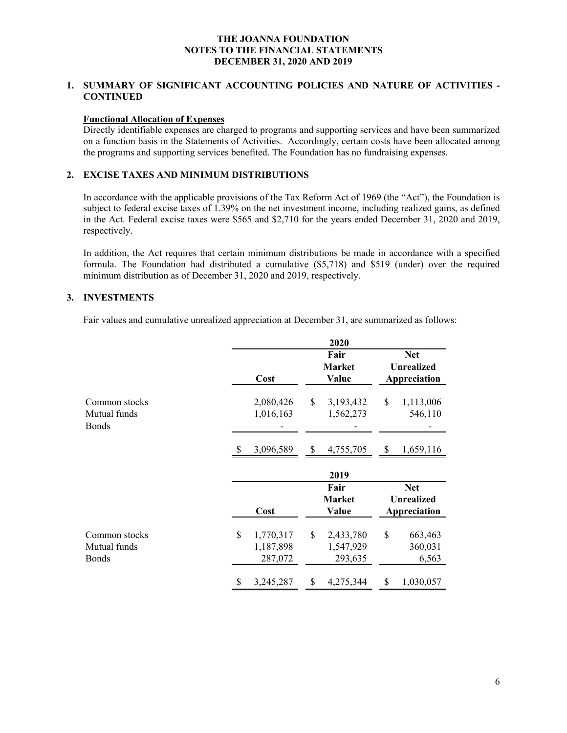# THE JOANNA FOUNDATION
# NOTES TO THE FINANCIAL STATEMENTS
# DECEMBER 31, 2020 AND 2019

## 1. SUMMARY OF SIGNIFICANT ACCOUNTING POLICIES AND NATURE OF ACTIVITIES - CONTINUED

**Functional Allocation of Expenses**

Directly identifiable expenses are charged to programs and supporting services and have been summarized on a function basis in the Statements of Activities. Accordingly, certain costs have been allocated among the programs and supporting services benefited. The Foundation has no fundraising expenses.

## 2. EXCISE TAXES AND MINIMUM DISTRIBUTIONS

In accordance with the applicable provisions of the Tax Reform Act of 1969 (the "Act"), the Foundation is subject to federal excise taxes of 1.39% on the net investment income, including realized gains, as defined in the Act. Federal excise taxes were $565 and $2,710 for the years ended December 31, 2020 and 2019, respectively.

In addition, the Act requires that certain minimum distributions be made in accordance with a specified formula. The Foundation had distributed a cumulative ($5,718) and $519 (under) over the required minimum distribution as of December 31, 2020 and 2019, respectively.

## 3. INVESTMENTS

Fair values and cumulative unrealized appreciation at December 31, are summarized as follows:

| | 2020 | | |
|---|---|---|---|
| | Cost | Fair Market Value | Net Unrealized Appreciation |
| Common stocks | 2,080,426 | $ 3,193,432 | $ 1,113,006 |
| Mutual funds | 1,016,163 | 1,562,273 | 546,110 |
| Bonds | - | - | - |
| | $ 3,096,589 | $ 4,755,705 | $ 1,659,116 |

| | 2019 | | |
|---|---|---|---|
| | Cost | Fair Market Value | Net Unrealized Appreciation |
| Common stocks | $ 1,770,317 | $ 2,433,780 | $ 663,463 |
| Mutual funds | 1,187,898 | 1,547,929 | 360,031 |
| Bonds | 287,072 | 293,635 | 6,563 |
| | $ 3,245,287 | $ 4,275,344 | $ 1,030,057 |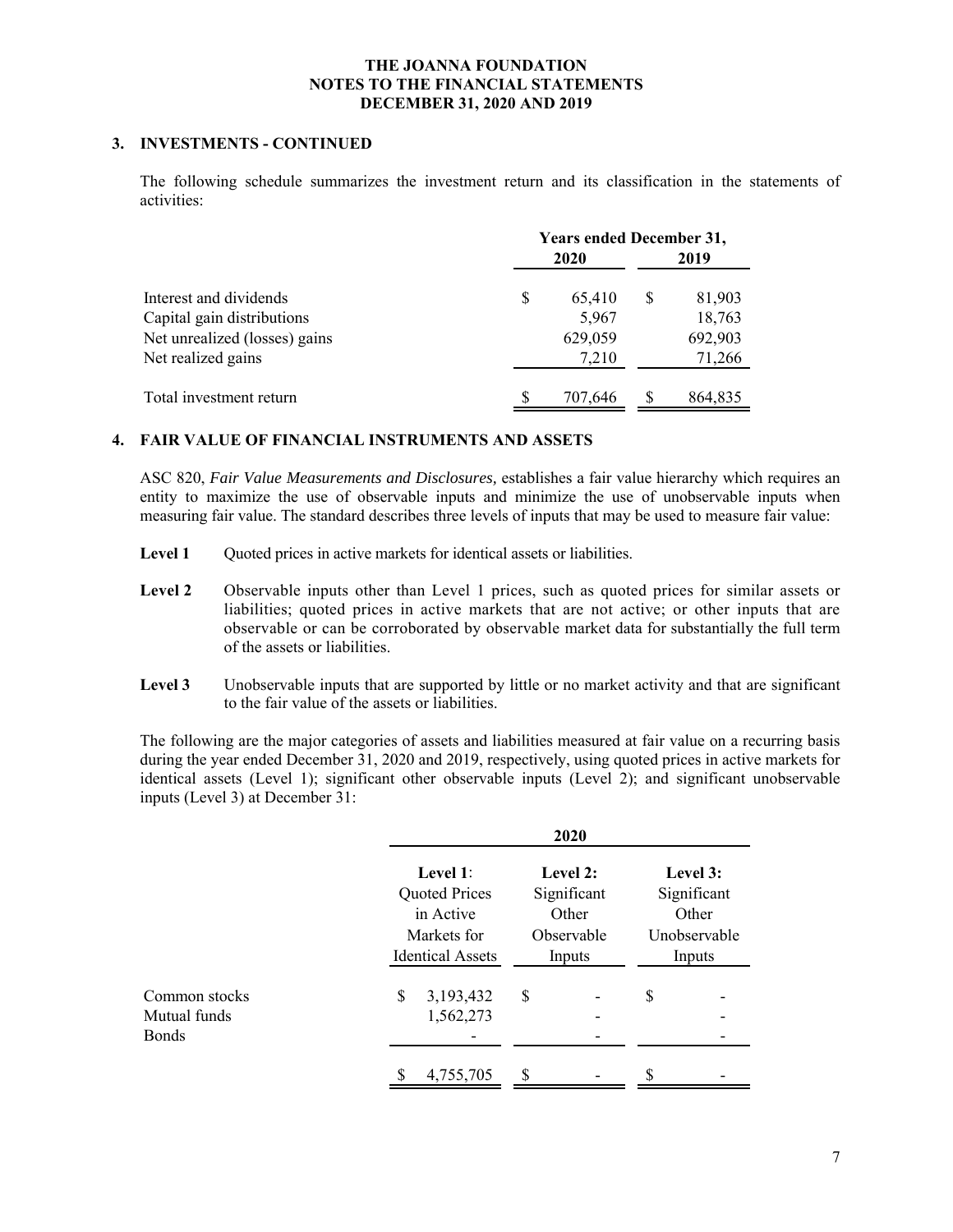THE JOANNA FOUNDATION
NOTES TO THE FINANCIAL STATEMENTS
DECEMBER 31, 2020 AND 2019

## 3. INVESTMENTS - CONTINUED

The following schedule summarizes the investment return and its classification in the statements of activities:

| | Years ended December 31, | |
|---|---|---|
| | 2020 | 2019 |
| Interest and dividends | $ 65,410 | $ 81,903 |
| Capital gain distributions | 5,967 | 18,763 |
| Net unrealized (losses) gains | 629,059 | 692,903 |
| Net realized gains | 7,210 | 71,266 |
| Total investment return | $ 707,646 | $ 864,835 |

## 4. FAIR VALUE OF FINANCIAL INSTRUMENTS AND ASSETS

ASC 820, *Fair Value Measurements and Disclosures,* establishes a fair value hierarchy which requires an entity to maximize the use of observable inputs and minimize the use of unobservable inputs when measuring fair value. The standard describes three levels of inputs that may be used to measure fair value:

**Level 1** Quoted prices in active markets for identical assets or liabilities.

**Level 2** Observable inputs other than Level 1 prices, such as quoted prices for similar assets or liabilities; quoted prices in active markets that are not active; or other inputs that are observable or can be corroborated by observable market data for substantially the full term of the assets or liabilities.

**Level 3** Unobservable inputs that are supported by little or no market activity and that are significant to the fair value of the assets or liabilities.

The following are the major categories of assets and liabilities measured at fair value on a recurring basis during the year ended December 31, 2020 and 2019, respectively, using quoted prices in active markets for identical assets (Level 1); significant other observable inputs (Level 2); and significant unobservable inputs (Level 3) at December 31:

| | 2020 | | |
|---|---|---|---|
| | **Level 1**: Quoted Prices in Active Markets for Identical Assets | **Level 2:** Significant Other Observable Inputs | **Level 3:** Significant Other Unobservable Inputs |
| Common stocks | $ 3,193,432 | $ - | $ - |
| Mutual funds | 1,562,273 | - | - |
| Bonds | - | - | - |
| | $ 4,755,705 | $ - | $ - |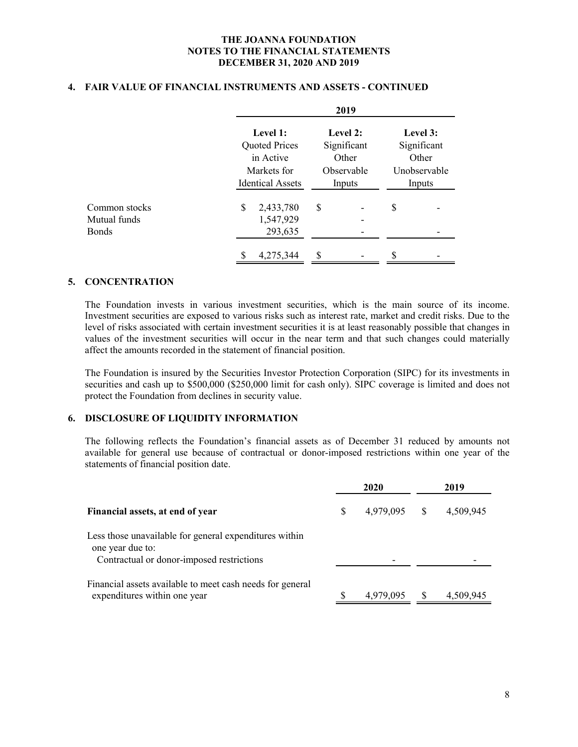## 4. FAIR VALUE OF FINANCIAL INSTRUMENTS AND ASSETS - CONTINUED

| | 2019 | | |
|---|---|---|---|
| | Level 1: Quoted Prices in Active Markets for Identical Assets | Level 2: Significant Other Observable Inputs | Level 3: Significant Other Unobservable Inputs |
| Common stocks | $ 2,433,780 | $ - | $ - |
| Mutual funds | 1,547,929 | - | |
| Bonds | 293,635 | - | - |
| | $ 4,275,344 | $ - | $ - |

## 5. CONCENTRATION

The Foundation invests in various investment securities, which is the main source of its income. Investment securities are exposed to various risks such as interest rate, market and credit risks. Due to the level of risks associated with certain investment securities it is at least reasonably possible that changes in values of the investment securities will occur in the near term and that such changes could materially affect the amounts recorded in the statement of financial position.

The Foundation is insured by the Securities Investor Protection Corporation (SIPC) for its investments in securities and cash up to $500,000 ($250,000 limit for cash only). SIPC coverage is limited and does not protect the Foundation from declines in security value.

## 6. DISCLOSURE OF LIQUIDITY INFORMATION

The following reflects the Foundation's financial assets as of December 31 reduced by amounts not available for general use because of contractual or donor-imposed restrictions within one year of the statements of financial position date.

| | 2020 | 2019 |
|---|---|---|
| **Financial assets, at end of year** | $ 4,979,095 | $ 4,509,945 |
| Less those unavailable for general expenditures within one year due to: | | |
| Contractual or donor-imposed restrictions | - | - |
| Financial assets available to meet cash needs for general expenditures within one year | $ 4,979,095 | $ 4,509,945 |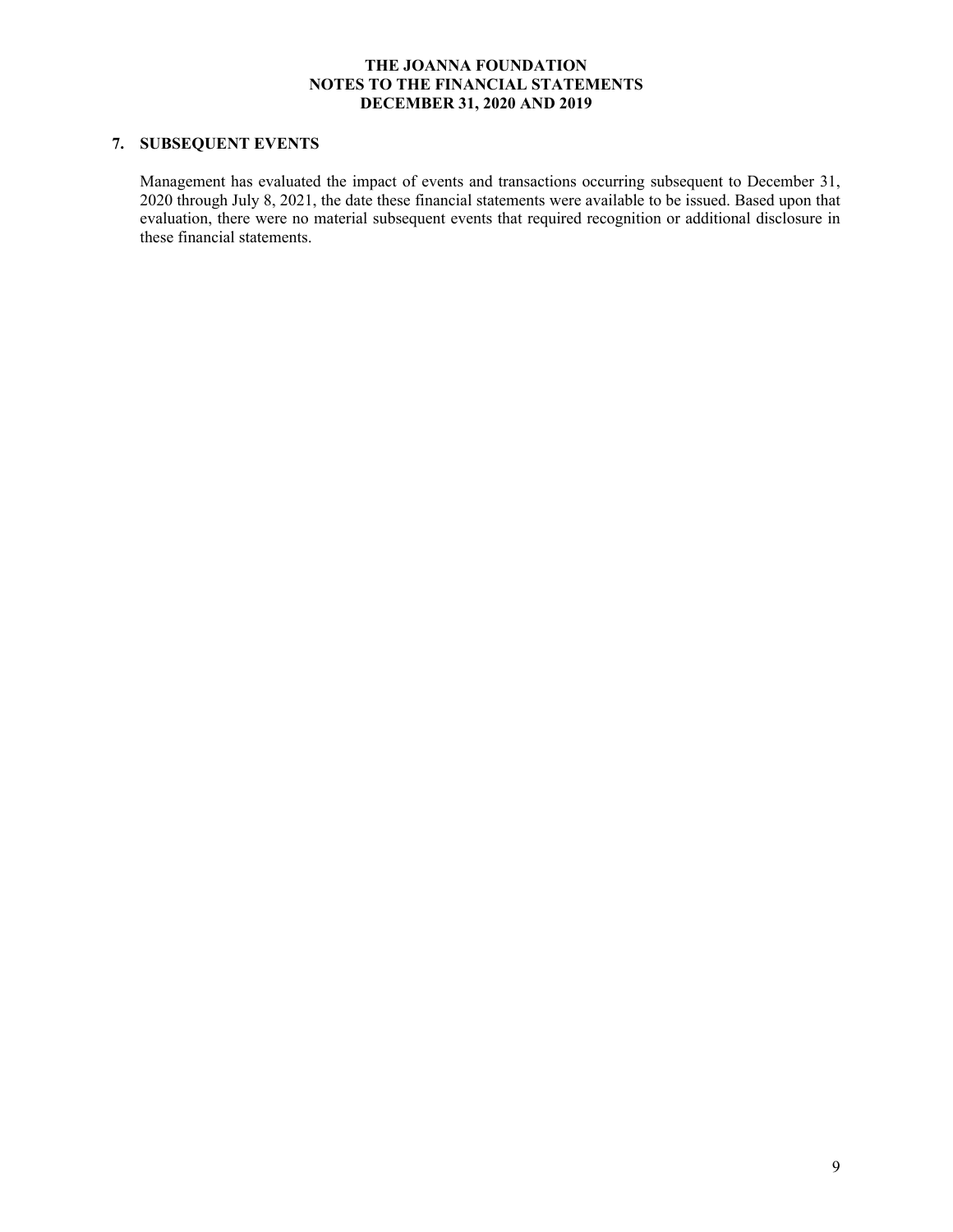# THE JOANNA FOUNDATION
## NOTES TO THE FINANCIAL STATEMENTS
## DECEMBER 31, 2020 AND 2019

### 7. SUBSEQUENT EVENTS

Management has evaluated the impact of events and transactions occurring subsequent to December 31, 2020 through July 8, 2021, the date these financial statements were available to be issued. Based upon that evaluation, there were no material subsequent events that required recognition or additional disclosure in these financial statements.